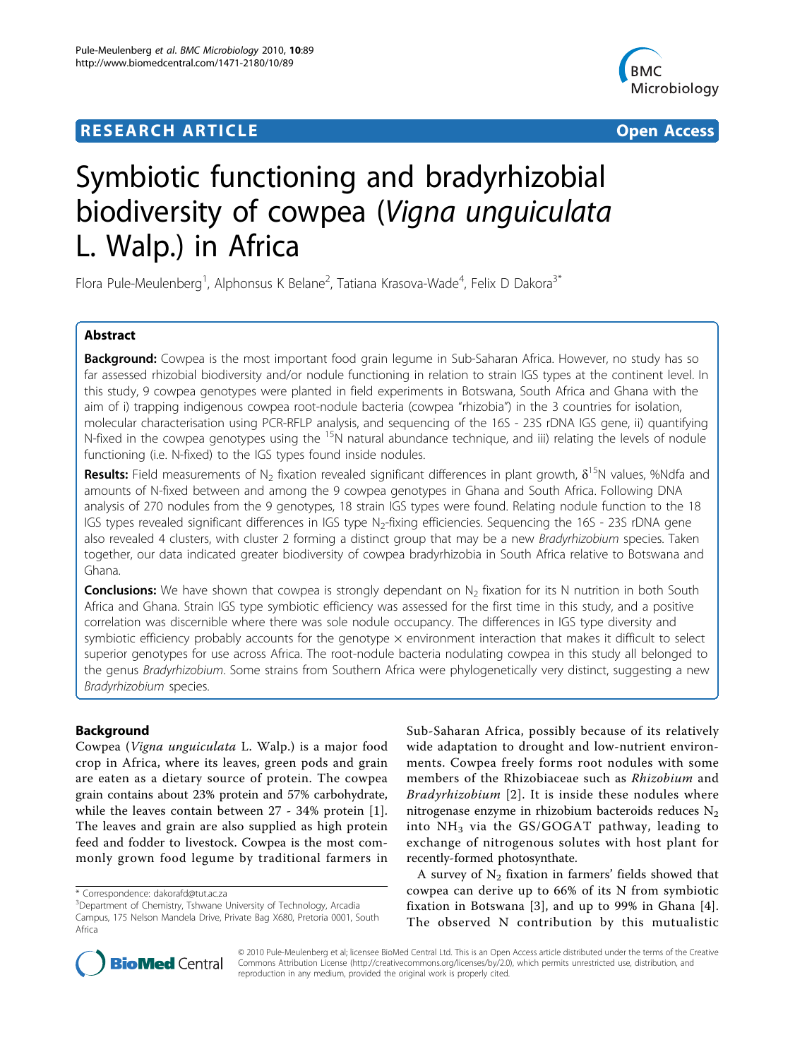**RESEARCH ARTICLE** **Open Access**

# Symbiotic functioning and bradyrhizobial biodiversity of cowpea (*Vigna unguiculata* L. Walp.) in Africa

Flora Pule-Meulenberg[1], Alphonsus K Belane[2], Tatiana Krasova-Wade[4], Felix D Dakora[3*]

## Abstract

**Background:** Cowpea is the most important food grain legume in Sub-Saharan Africa. However, no study has so far assessed rhizobial biodiversity and/or nodule functioning in relation to strain IGS types at the continent level. In this study, 9 cowpea genotypes were planted in field experiments in Botswana, South Africa and Ghana with the aim of i) trapping indigenous cowpea root-nodule bacteria (cowpea "rhizobia") in the 3 countries for isolation, molecular characterisation using PCR-RFLP analysis, and sequencing of the 16S - 23S rDNA IGS gene, ii) quantifying N-fixed in the cowpea genotypes using the $^{15}N$ natural abundance technique, and iii) relating the levels of nodule functioning (i.e. N-fixed) to the IGS types found inside nodules.

**Results:** Field measurements of $N_2$ fixation revealed significant differences in plant growth, $\delta^{15}N$ values, %Ndfa and amounts of N-fixed between and among the 9 cowpea genotypes in Ghana and South Africa. Following DNA analysis of 270 nodules from the 9 genotypes, 18 strain IGS types were found. Relating nodule function to the 18 IGS types revealed significant differences in IGS type $N_2$-fixing efficiencies. Sequencing the 16S - 23S rDNA gene also revealed 4 clusters, with cluster 2 forming a distinct group that may be a new *Bradyrhizobium* species. Taken together, our data indicated greater biodiversity of cowpea bradyrhizobia in South Africa relative to Botswana and Ghana.

**Conclusions:** We have shown that cowpea is strongly dependant on $N_2$ fixation for its N nutrition in both South Africa and Ghana. Strain IGS type symbiotic efficiency was assessed for the first time in this study, and a positive correlation was discernible where there was sole nodule occupancy. The differences in IGS type diversity and symbiotic efficiency probably accounts for the genotype × environment interaction that makes it difficult to select superior genotypes for use across Africa. The root-nodule bacteria nodulating cowpea in this study all belonged to the genus *Bradyrhizobium*. Some strains from Southern Africa were phylogenetically very distinct, suggesting a new *Bradyrhizobium* species.

## Background

Cowpea (*Vigna unguiculata* L. Walp.) is a major food crop in Africa, where its leaves, green pods and grain are eaten as a dietary source of protein. The cowpea grain contains about 23% protein and 57% carbohydrate, while the leaves contain between 27 - 34% protein [1]. The leaves and grain are also supplied as high protein feed and fodder to livestock. Cowpea is the most commonly grown food legume by traditional farmers in Sub-Saharan Africa, possibly because of its relatively wide adaptation to drought and low-nutrient environments. Cowpea freely forms root nodules with some members of the Rhizobiaceae such as *Rhizobium* and *Bradyrhizobium* [2]. It is inside these nodules where nitrogenase enzyme in rhizobium bacteroids reduces $N_2$ into $NH_3$ via the GS/GOGAT pathway, leading to exchange of nitrogenous solutes with host plant for recently-formed photosynthate.

A survey of $N_2$ fixation in farmers' fields showed that cowpea can derive up to 66% of its N from symbiotic fixation in Botswana [3], and up to 99% in Ghana [4]. The observed N contribution by this mutualistic

\* Correspondence: dakorafd@tut.ac.za
[3]Department of Chemistry, Tshwane University of Technology, Arcadia Campus, 175 Nelson Mandela Drive, Private Bag X680, Pretoria 0001, South Africa

© 2010 Pule-Meulenberg et al; licensee BioMed Central Ltd. This is an Open Access article distributed under the terms of the Creative Commons Attribution License (http://creativecommons.org/licenses/by/2.0), which permits unrestricted use, distribution, and reproduction in any medium, provided the original work is properly cited.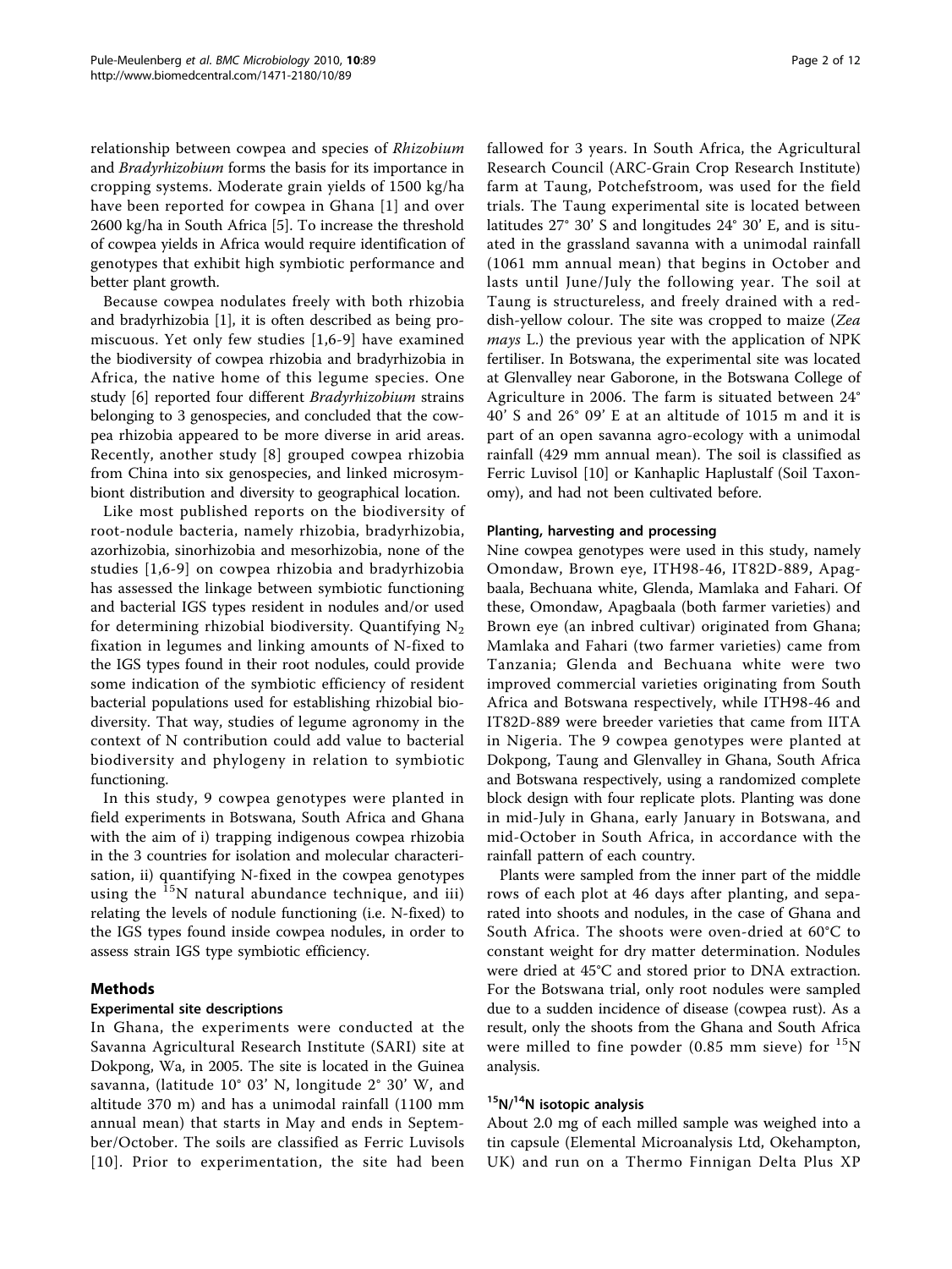relationship between cowpea and species of *Rhizobium* and *Bradyrhizobium* forms the basis for its importance in cropping systems. Moderate grain yields of 1500 kg/ha have been reported for cowpea in Ghana [1] and over 2600 kg/ha in South Africa [5]. To increase the threshold of cowpea yields in Africa would require identification of genotypes that exhibit high symbiotic performance and better plant growth.

Because cowpea nodulates freely with both rhizobia and bradyrhizobia [1], it is often described as being promiscuous. Yet only few studies [1,6-9] have examined the biodiversity of cowpea rhizobia and bradyrhizobia in Africa, the native home of this legume species. One study [6] reported four different *Bradyrhizobium* strains belonging to 3 genospecies, and concluded that the cowpea rhizobia appeared to be more diverse in arid areas. Recently, another study [8] grouped cowpea rhizobia from China into six genospecies, and linked microsymbiont distribution and diversity to geographical location.

Like most published reports on the biodiversity of root-nodule bacteria, namely rhizobia, bradyrhizobia, azorhizobia, sinorhizobia and mesorhizobia, none of the studies [1,6-9] on cowpea rhizobia and bradyrhizobia has assessed the linkage between symbiotic functioning and bacterial IGS types resident in nodules and/or used for determining rhizobial biodiversity. Quantifying $N_2$ fixation in legumes and linking amounts of N-fixed to the IGS types found in their root nodules, could provide some indication of the symbiotic efficiency of resident bacterial populations used for establishing rhizobial biodiversity. That way, studies of legume agronomy in the context of N contribution could add value to bacterial biodiversity and phylogeny in relation to symbiotic functioning.

In this study, 9 cowpea genotypes were planted in field experiments in Botswana, South Africa and Ghana with the aim of i) trapping indigenous cowpea rhizobia in the 3 countries for isolation and molecular characterisation, ii) quantifying N-fixed in the cowpea genotypes using the $^{15}N$ natural abundance technique, and iii) relating the levels of nodule functioning (i.e. N-fixed) to the IGS types found inside cowpea nodules, in order to assess strain IGS type symbiotic efficiency.

## Methods

### Experimental site descriptions

In Ghana, the experiments were conducted at the Savanna Agricultural Research Institute (SARI) site at Dokpong, Wa, in 2005. The site is located in the Guinea savanna, (latitude 10° 03' N, longitude 2° 30' W, and altitude 370 m) and has a unimodal rainfall (1100 mm annual mean) that starts in May and ends in September/October. The soils are classified as Ferric Luvisols [10]. Prior to experimentation, the site had been fallowed for 3 years. In South Africa, the Agricultural Research Council (ARC-Grain Crop Research Institute) farm at Taung, Potchefstroom, was used for the field trials. The Taung experimental site is located between latitudes 27° 30' S and longitudes 24° 30' E, and is situated in the grassland savanna with a unimodal rainfall (1061 mm annual mean) that begins in October and lasts until June/July the following year. The soil at Taung is structureless, and freely drained with a reddish-yellow colour. The site was cropped to maize (*Zea mays* L.) the previous year with the application of NPK fertiliser. In Botswana, the experimental site was located at Glenvalley near Gaborone, in the Botswana College of Agriculture in 2006. The farm is situated between 24° 40' S and 26° 09' E at an altitude of 1015 m and it is part of an open savanna agro-ecology with a unimodal rainfall (429 mm annual mean). The soil is classified as Ferric Luvisol [10] or Kanhaplic Haplustalf (Soil Taxonomy), and had not been cultivated before.

### Planting, harvesting and processing

Nine cowpea genotypes were used in this study, namely Omondaw, Brown eye, ITH98-46, IT82D-889, Apagbaala, Bechuana white, Glenda, Mamlaka and Fahari. Of these, Omondaw, Apagbaala (both farmer varieties) and Brown eye (an inbred cultivar) originated from Ghana; Mamlaka and Fahari (two farmer varieties) came from Tanzania; Glenda and Bechuana white were two improved commercial varieties originating from South Africa and Botswana respectively, while ITH98-46 and IT82D-889 were breeder varieties that came from IITA in Nigeria. The 9 cowpea genotypes were planted at Dokpong, Taung and Glenvalley in Ghana, South Africa and Botswana respectively, using a randomized complete block design with four replicate plots. Planting was done in mid-July in Ghana, early January in Botswana, and mid-October in South Africa, in accordance with the rainfall pattern of each country.

Plants were sampled from the inner part of the middle rows of each plot at 46 days after planting, and separated into shoots and nodules, in the case of Ghana and South Africa. The shoots were oven-dried at 60°C to constant weight for dry matter determination. Nodules were dried at 45°C and stored prior to DNA extraction. For the Botswana trial, only root nodules were sampled due to a sudden incidence of disease (cowpea rust). As a result, only the shoots from the Ghana and South Africa were milled to fine powder (0.85 mm sieve) for $^{15}N$ analysis.

### $^{15}N/^{14}N$ isotopic analysis

About 2.0 mg of each milled sample was weighed into a tin capsule (Elemental Microanalysis Ltd, Okehampton, UK) and run on a Thermo Finnigan Delta Plus XP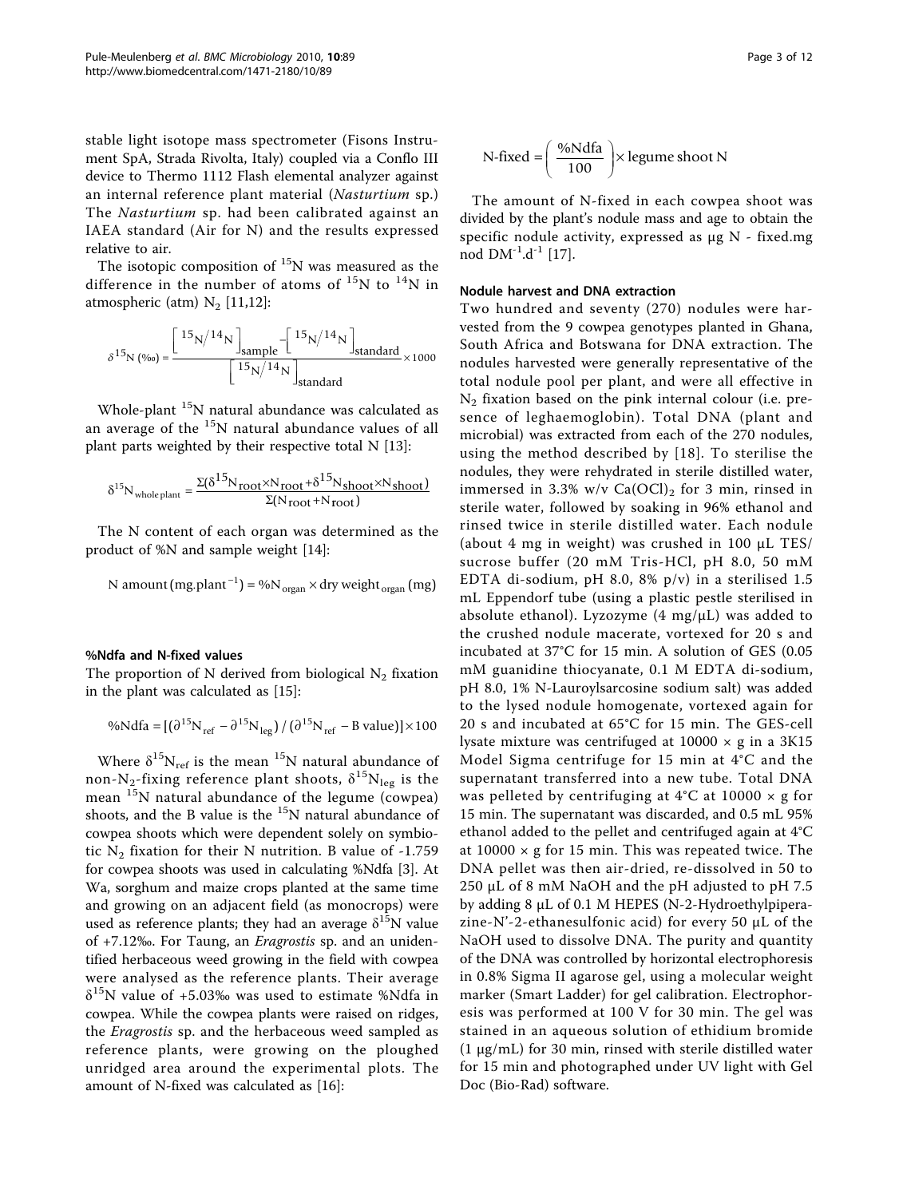stable light isotope mass spectrometer (Fisons Instrument SpA, Strada Rivolta, Italy) coupled via a Conflo III device to Thermo 1112 Flash elemental analyzer against an internal reference plant material (*Nasturtium* sp.) The *Nasturtium* sp. had been calibrated against an IAEA standard (Air for N) and the results expressed relative to air.

The isotopic composition of $^{15}N$ was measured as the difference in the number of atoms of $^{15}N$ to $^{14}N$ in atmospheric (atm) $N_2$ [11,12]:

$$\delta^{15}N\,(‰) = \frac{\left[{}^{15}N/{}^{14}N\right]_{sample} - \left[{}^{15}N/{}^{14}N\right]_{standard}}{\left[{}^{15}N/{}^{14}N\right]_{standard}} \times 1000$$

Whole-plant $^{15}N$ natural abundance was calculated as an average of the $^{15}N$ natural abundance values of all plant parts weighted by their respective total N [13]:

$$\delta^{15}N_{whole\,plant} = \frac{\Sigma(\delta^{15}N_{root} \times N_{root} + \delta^{15}N_{shoot} \times N_{shoot})}{\Sigma(N_{root} + N_{root})}$$

The N content of each organ was determined as the product of %N and sample weight [14]:

$$\text{N amount}\,(\text{mg.plant}^{-1}) = \%N_{organ} \times \text{dry weight}_{organ}\,(\text{mg})$$

#### %Ndfa and N-fixed values

The proportion of N derived from biological $N_2$ fixation in the plant was calculated as [15]:

$$\%\text{Ndfa} = [(\partial^{15}N_{ref} - \partial^{15}N_{leg}) / (\partial^{15}N_{ref} - \text{B value})] \times 100$$

Where $\delta^{15}N_{ref}$ is the mean $^{15}N$ natural abundance of non-$N_2$-fixing reference plant shoots, $\delta^{15}N_{leg}$ is the mean $^{15}N$ natural abundance of the legume (cowpea) shoots, and the B value is the $^{15}N$ natural abundance of cowpea shoots which were dependent solely on symbiotic $N_2$ fixation for their N nutrition. B value of -1.759 for cowpea shoots was used in calculating %Ndfa [3]. At Wa, sorghum and maize crops planted at the same time and growing on an adjacent field (as monocrops) were used as reference plants; they had an average $\delta^{15}N$ value of +7.12‰. For Taung, an *Eragrostis* sp. and an unidentified herbaceous weed growing in the field with cowpea were analysed as the reference plants. Their average $\delta^{15}N$ value of +5.03‰ was used to estimate %Ndfa in cowpea. While the cowpea plants were raised on ridges, the *Eragrostis* sp. and the herbaceous weed sampled as reference plants, were growing on the ploughed unridged area around the experimental plots. The amount of N-fixed was calculated as [16]:

$$\text{N-fixed} = \left(\frac{\%\text{Ndfa}}{100}\right) \times \text{legume shoot N}$$

The amount of N-fixed in each cowpea shoot was divided by the plant's nodule mass and age to obtain the specific nodule activity, expressed as μg N - fixed.mg nod $DM^{-1}.d^{-1}$ [17].

#### Nodule harvest and DNA extraction

Two hundred and seventy (270) nodules were harvested from the 9 cowpea genotypes planted in Ghana, South Africa and Botswana for DNA extraction. The nodules harvested were generally representative of the total nodule pool per plant, and were all effective in $N_2$ fixation based on the pink internal colour (i.e. presence of leghaemoglobin). Total DNA (plant and microbial) was extracted from each of the 270 nodules, using the method described by [18]. To sterilise the nodules, they were rehydrated in sterile distilled water, immersed in 3.3% w/v $Ca(OCl)_2$ for 3 min, rinsed in sterile water, followed by soaking in 96% ethanol and rinsed twice in sterile distilled water. Each nodule (about 4 mg in weight) was crushed in 100 μL TES/sucrose buffer (20 mM Tris-HCl, pH 8.0, 50 mM EDTA di-sodium, pH 8.0, 8% p/v) in a sterilised 1.5 mL Eppendorf tube (using a plastic pestle sterilised in absolute ethanol). Lyzozyme (4 mg/μL) was added to the crushed nodule macerate, vortexed for 20 s and incubated at 37°C for 15 min. A solution of GES (0.05 mM guanidine thiocyanate, 0.1 M EDTA di-sodium, pH 8.0, 1% N-Lauroylsarcosine sodium salt) was added to the lysed nodule homogenate, vortexed again for 20 s and incubated at 65°C for 15 min. The GES-cell lysate mixture was centrifuged at 10000 × g in a 3K15 Model Sigma centrifuge for 15 min at 4°C and the supernatant transferred into a new tube. Total DNA was pelleted by centrifuging at 4°C at 10000 × g for 15 min. The supernatant was discarded, and 0.5 mL 95% ethanol added to the pellet and centrifuged again at 4°C at 10000 × g for 15 min. This was repeated twice. The DNA pellet was then air-dried, re-dissolved in 50 to 250 μL of 8 mM NaOH and the pH adjusted to pH 7.5 by adding 8 μL of 0.1 M HEPES (N-2-Hydroethylpiperazine-N'-2-ethanesulfonic acid) for every 50 μL of the NaOH used to dissolve DNA. The purity and quantity of the DNA was controlled by horizontal electrophoresis in 0.8% Sigma II agarose gel, using a molecular weight marker (Smart Ladder) for gel calibration. Electrophoresis was performed at 100 V for 30 min. The gel was stained in an aqueous solution of ethidium bromide (1 μg/mL) for 30 min, rinsed with sterile distilled water for 15 min and photographed under UV light with Gel Doc (Bio-Rad) software.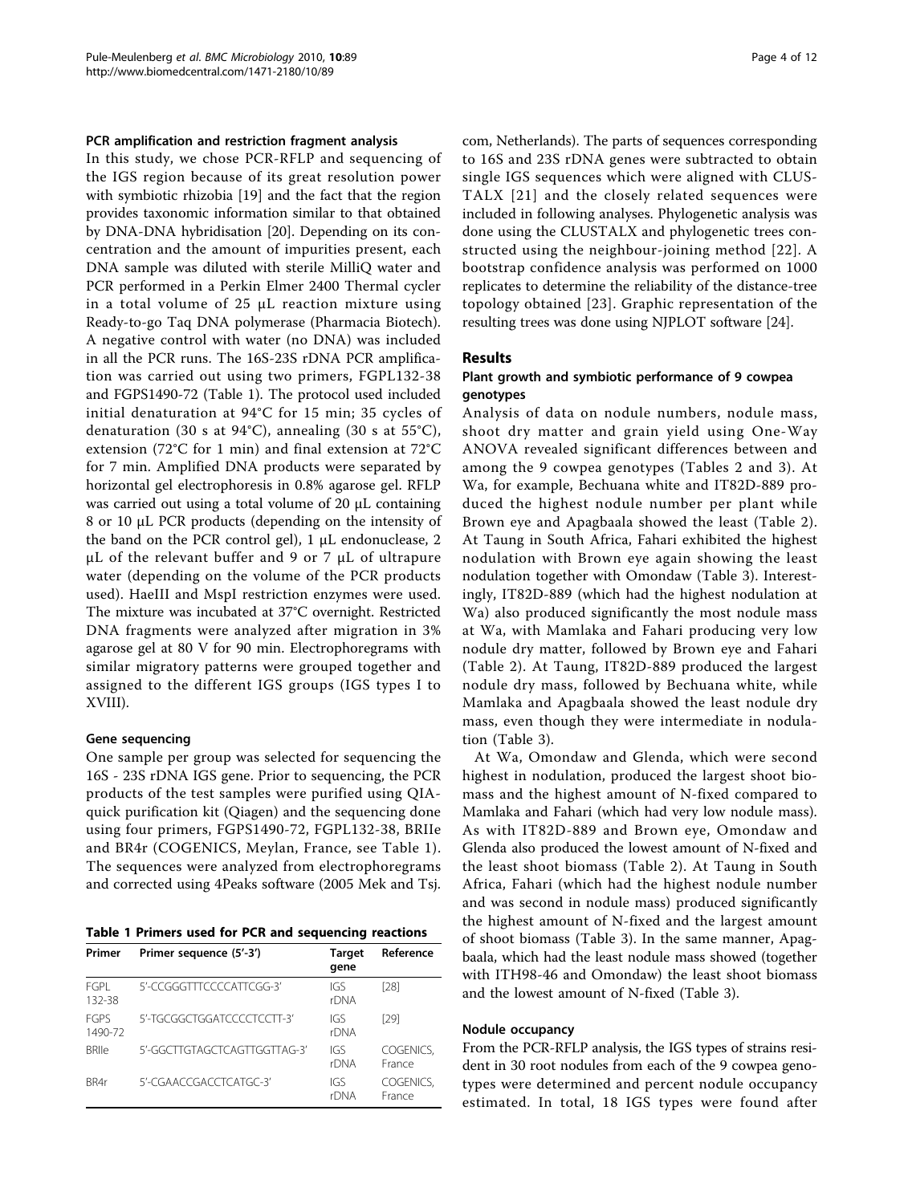#### PCR amplification and restriction fragment analysis

In this study, we chose PCR-RFLP and sequencing of the IGS region because of its great resolution power with symbiotic rhizobia [19] and the fact that the region provides taxonomic information similar to that obtained by DNA-DNA hybridisation [20]. Depending on its concentration and the amount of impurities present, each DNA sample was diluted with sterile MilliQ water and PCR performed in a Perkin Elmer 2400 Thermal cycler in a total volume of 25 μL reaction mixture using Ready-to-go Taq DNA polymerase (Pharmacia Biotech). A negative control with water (no DNA) was included in all the PCR runs. The 16S-23S rDNA PCR amplification was carried out using two primers, FGPL132-38 and FGPS1490-72 (Table 1). The protocol used included initial denaturation at 94°C for 15 min; 35 cycles of denaturation (30 s at 94°C), annealing (30 s at 55°C), extension (72°C for 1 min) and final extension at 72°C for 7 min. Amplified DNA products were separated by horizontal gel electrophoresis in 0.8% agarose gel. RFLP was carried out using a total volume of 20 μL containing 8 or 10 μL PCR products (depending on the intensity of the band on the PCR control gel), 1 μL endonuclease, 2 μL of the relevant buffer and 9 or 7 μL of ultrapure water (depending on the volume of the PCR products used). HaeIII and MspI restriction enzymes were used. The mixture was incubated at 37°C overnight. Restricted DNA fragments were analyzed after migration in 3% agarose gel at 80 V for 90 min. Electrophoregrams with similar migratory patterns were grouped together and assigned to the different IGS groups (IGS types I to XVIII).

#### Gene sequencing

One sample per group was selected for sequencing the 16S - 23S rDNA IGS gene. Prior to sequencing, the PCR products of the test samples were purified using QIAquick purification kit (Qiagen) and the sequencing done using four primers, FGPS1490-72, FGPL132-38, BRIIe and BR4r (COGENICS, Meylan, France, see Table 1). The sequences were analyzed from electrophoregrams and corrected using 4Peaks software (2005 Mek and Tsj. com, Netherlands). The parts of sequences corresponding to 16S and 23S rDNA genes were subtracted to obtain single IGS sequences which were aligned with CLUSTALX [21] and the closely related sequences were included in following analyses. Phylogenetic analysis was done using the CLUSTALX and phylogenetic trees constructed using the neighbour-joining method [22]. A bootstrap confidence analysis was performed on 1000 replicates to determine the reliability of the distance-tree topology obtained [23]. Graphic representation of the resulting trees was done using NJPLOT software [24].

**Table 1 Primers used for PCR and sequencing reactions**

| Primer | Primer sequence (5'-3') | Target gene | Reference |
|---|---|---|---|
| FGPL 132-38 | 5'-CCGGGTTTCCCCATTCGG-3' | IGS rDNA | [28] |
| FGPS 1490-72 | 5'-TGCGGCTGGATCCCCTCCTT-3' | IGS rDNA | [29] |
| BRIIe | 5'-GGCTTGTAGCTCAGTTGGTTAG-3' | IGS rDNA | COGENICS, France |
| BR4r | 5'-CGAACCGACCTCATGC-3' | IGS rDNA | COGENICS, France |

## Results

### Plant growth and symbiotic performance of 9 cowpea genotypes

Analysis of data on nodule numbers, nodule mass, shoot dry matter and grain yield using One-Way ANOVA revealed significant differences between and among the 9 cowpea genotypes (Tables 2 and 3). At Wa, for example, Bechuana white and IT82D-889 produced the highest nodule number per plant while Brown eye and Apagbaala showed the least (Table 2). At Taung in South Africa, Fahari exhibited the highest nodulation with Brown eye again showing the least nodulation together with Omondaw (Table 3). Interestingly, IT82D-889 (which had the highest nodulation at Wa) also produced significantly the most nodule mass at Wa, with Mamlaka and Fahari producing very low nodule dry matter, followed by Brown eye and Fahari (Table 2). At Taung, IT82D-889 produced the largest nodule dry mass, followed by Bechuana white, while Mamlaka and Apagbaala showed the least nodule dry mass, even though they were intermediate in nodulation (Table 3).

At Wa, Omondaw and Glenda, which were second highest in nodulation, produced the largest shoot biomass and the highest amount of N-fixed compared to Mamlaka and Fahari (which had very low nodule mass). As with IT82D-889 and Brown eye, Omondaw and Glenda also produced the lowest amount of N-fixed and the least shoot biomass (Table 2). At Taung in South Africa, Fahari (which had the highest nodule number and was second in nodule mass) produced significantly the highest amount of N-fixed and the largest amount of shoot biomass (Table 3). In the same manner, Apagbaala, which had the least nodule mass showed (together with ITH98-46 and Omondaw) the least shoot biomass and the lowest amount of N-fixed (Table 3).

### Nodule occupancy

From the PCR-RFLP analysis, the IGS types of strains resident in 30 root nodules from each of the 9 cowpea genotypes were determined and percent nodule occupancy estimated. In total, 18 IGS types were found after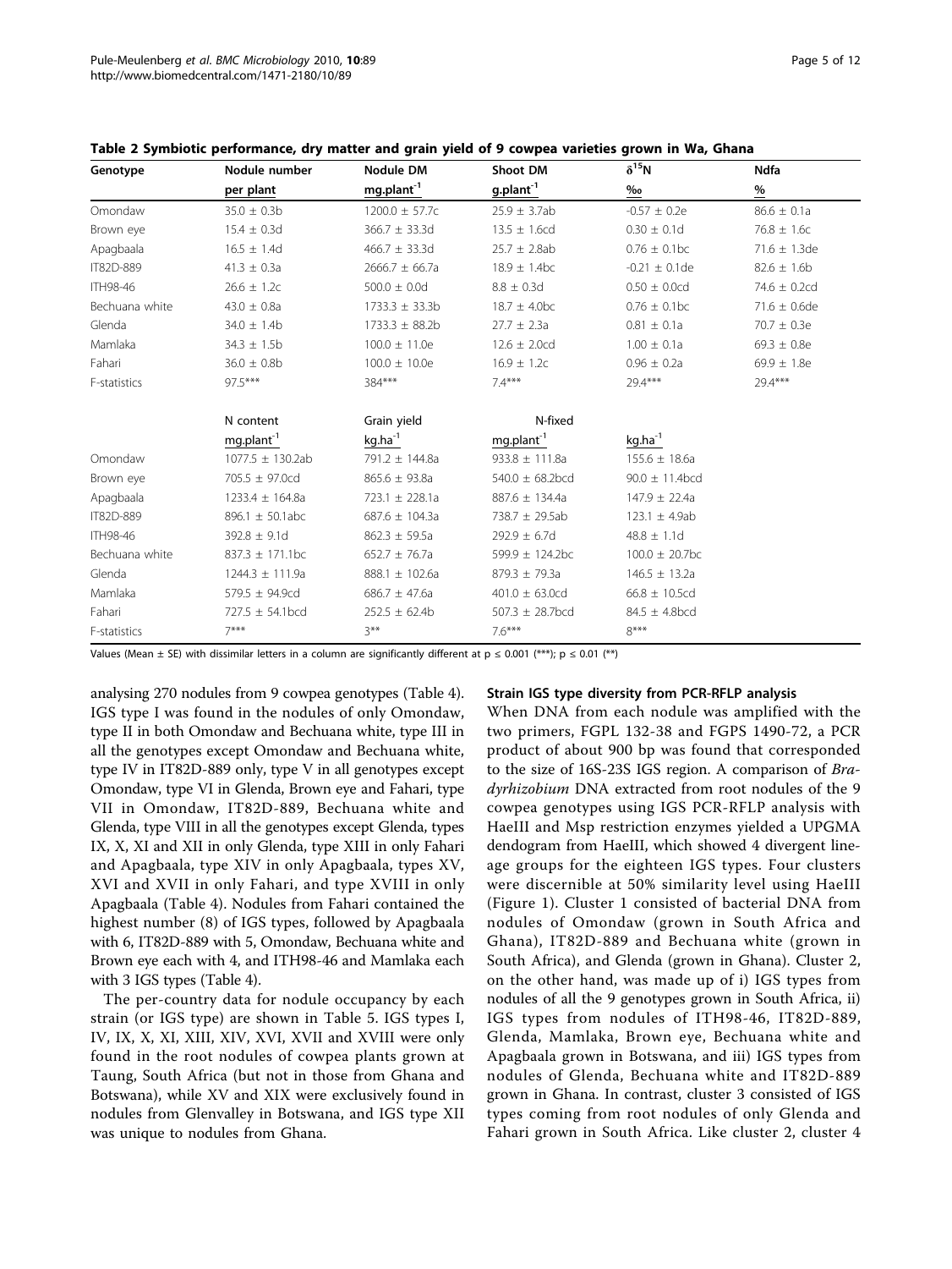**Table 2 Symbiotic performance, dry matter and grain yield of 9 cowpea varieties grown in Wa, Ghana**

| Genotype | Nodule number | Nodule DM | Shoot DM | $\delta^{15}N$ | Ndfa |
|---|---|---|---|---|---|
| | per plant | $mg.plant^{-1}$ | $g.plant^{-1}$ | ‰ | % |
| Omondaw | 35.0 ± 0.3b | 1200.0 ± 57.7c | 25.9 ± 3.7ab | -0.57 ± 0.2e | 86.6 ± 0.1a |
| Brown eye | 15.4 ± 0.3d | 366.7 ± 33.3d | 13.5 ± 1.6cd | 0.30 ± 0.1d | 76.8 ± 1.6c |
| Apagbaala | 16.5 ± 1.4d | 466.7 ± 33.3d | 25.7 ± 2.8ab | 0.76 ± 0.1bc | 71.6 ± 1.3de |
| IT82D-889 | 41.3 ± 0.3a | 2666.7 ± 66.7a | 18.9 ± 1.4bc | -0.21 ± 0.1de | 82.6 ± 1.6b |
| ITH98-46 | 26.6 ± 1.2c | 500.0 ± 0.0d | 8.8 ± 0.3d | 0.50 ± 0.0cd | 74.6 ± 0.2cd |
| Bechuana white | 43.0 ± 0.8a | 1733.3 ± 33.3b | 18.7 ± 4.0bc | 0.76 ± 0.1bc | 71.6 ± 0.6de |
| Glenda | 34.0 ± 1.4b | 1733.3 ± 88.2b | 27.7 ± 2.3a | 0.81 ± 0.1a | 70.7 ± 0.3e |
| Mamlaka | 34.3 ± 1.5b | 100.0 ± 11.0e | 12.6 ± 2.0cd | 1.00 ± 0.1a | 69.3 ± 0.8e |
| Fahari | 36.0 ± 0.8b | 100.0 ± 10.0e | 16.9 ± 1.2c | 0.96 ± 0.2a | 69.9 ± 1.8e |
| F-statistics | 97.5*** | 384*** | 7.4*** | 29.4*** | 29.4*** |
| | N content | Grain yield | N-fixed | | |
| | $mg.plant^{-1}$ | $kg.ha^{-1}$ | $mg.plant^{-1}$ | $kg.ha^{-1}$ | |
| Omondaw | 1077.5 ± 130.2ab | 791.2 ± 144.8a | 933.8 ± 111.8a | 155.6 ± 18.6a | |
| Brown eye | 705.5 ± 97.0cd | 865.6 ± 93.8a | 540.0 ± 68.2bcd | 90.0 ± 11.4bcd | |
| Apagbaala | 1233.4 ± 164.8a | 723.1 ± 228.1a | 887.6 ± 134.4a | 147.9 ± 22.4a | |
| IT82D-889 | 896.1 ± 50.1abc | 687.6 ± 104.3a | 738.7 ± 29.5ab | 123.1 ± 4.9ab | |
| ITH98-46 | 392.8 ± 9.1d | 862.3 ± 59.5a | 292.9 ± 6.7d | 48.8 ± 1.1d | |
| Bechuana white | 837.3 ± 171.1bc | 652.7 ± 76.7a | 599.9 ± 124.2bc | 100.0 ± 20.7bc | |
| Glenda | 1244.3 ± 111.9a | 888.1 ± 102.6a | 879.3 ± 79.3a | 146.5 ± 13.2a | |
| Mamlaka | 579.5 ± 94.9cd | 686.7 ± 47.6a | 401.0 ± 63.0cd | 66.8 ± 10.5cd | |
| Fahari | 727.5 ± 54.1bcd | 252.5 ± 62.4b | 507.3 ± 28.7bcd | 84.5 ± 4.8bcd | |
| F-statistics | 7*** | 3** | 7.6*** | 8*** | |

Values (Mean ± SE) with dissimilar letters in a column are significantly different at $p \leq 0.001$ (***); $p \leq 0.01$ (**)

analysing 270 nodules from 9 cowpea genotypes (Table 4). IGS type I was found in the nodules of only Omondaw, type II in both Omondaw and Bechuana white, type III in all the genotypes except Omondaw and Bechuana white, type IV in IT82D-889 only, type V in all genotypes except Omondaw, type VI in Glenda, Brown eye and Fahari, type VII in Omondaw, IT82D-889, Bechuana white and Glenda, type VIII in all the genotypes except Glenda, types IX, X, XI and XII in only Glenda, type XIII in only Fahari and Apagbaala, type XIV in only Apagbaala, types XV, XVI and XVII in only Fahari, and type XVIII in only Apagbaala (Table 4). Nodules from Fahari contained the highest number (8) of IGS types, followed by Apagbaala with 6, IT82D-889 with 5, Omondaw, Bechuana white and Brown eye each with 4, and ITH98-46 and Mamlaka each with 3 IGS types (Table 4).

The per-country data for nodule occupancy by each strain (or IGS type) are shown in Table 5. IGS types I, IV, IX, X, XI, XIII, XIV, XVI, XVII and XVIII were only found in the root nodules of cowpea plants grown at Taung, South Africa (but not in those from Ghana and Botswana), while XV and XIX were exclusively found in nodules from Glenvalley in Botswana, and IGS type XII was unique to nodules from Ghana.

### Strain IGS type diversity from PCR-RFLP analysis

When DNA from each nodule was amplified with the two primers, FGPL 132-38 and FGPS 1490-72, a PCR product of about 900 bp was found that corresponded to the size of 16S-23S IGS region. A comparison of *Bradyrhizobium* DNA extracted from root nodules of the 9 cowpea genotypes using IGS PCR-RFLP analysis with HaeIII and Msp restriction enzymes yielded a UPGMA dendogram from HaeIII, which showed 4 divergent lineage groups for the eighteen IGS types. Four clusters were discernible at 50% similarity level using HaeIII (Figure 1). Cluster 1 consisted of bacterial DNA from nodules of Omondaw (grown in South Africa and Ghana), IT82D-889 and Bechuana white (grown in South Africa), and Glenda (grown in Ghana). Cluster 2, on the other hand, was made up of i) IGS types from nodules of all the 9 genotypes grown in South Africa, ii) IGS types from nodules of ITH98-46, IT82D-889, Glenda, Mamlaka, Brown eye, Bechuana white and Apagbaala grown in Botswana, and iii) IGS types from nodules of Glenda, Bechuana white and IT82D-889 grown in Ghana. In contrast, cluster 3 consisted of IGS types coming from root nodules of only Glenda and Fahari grown in South Africa. Like cluster 2, cluster 4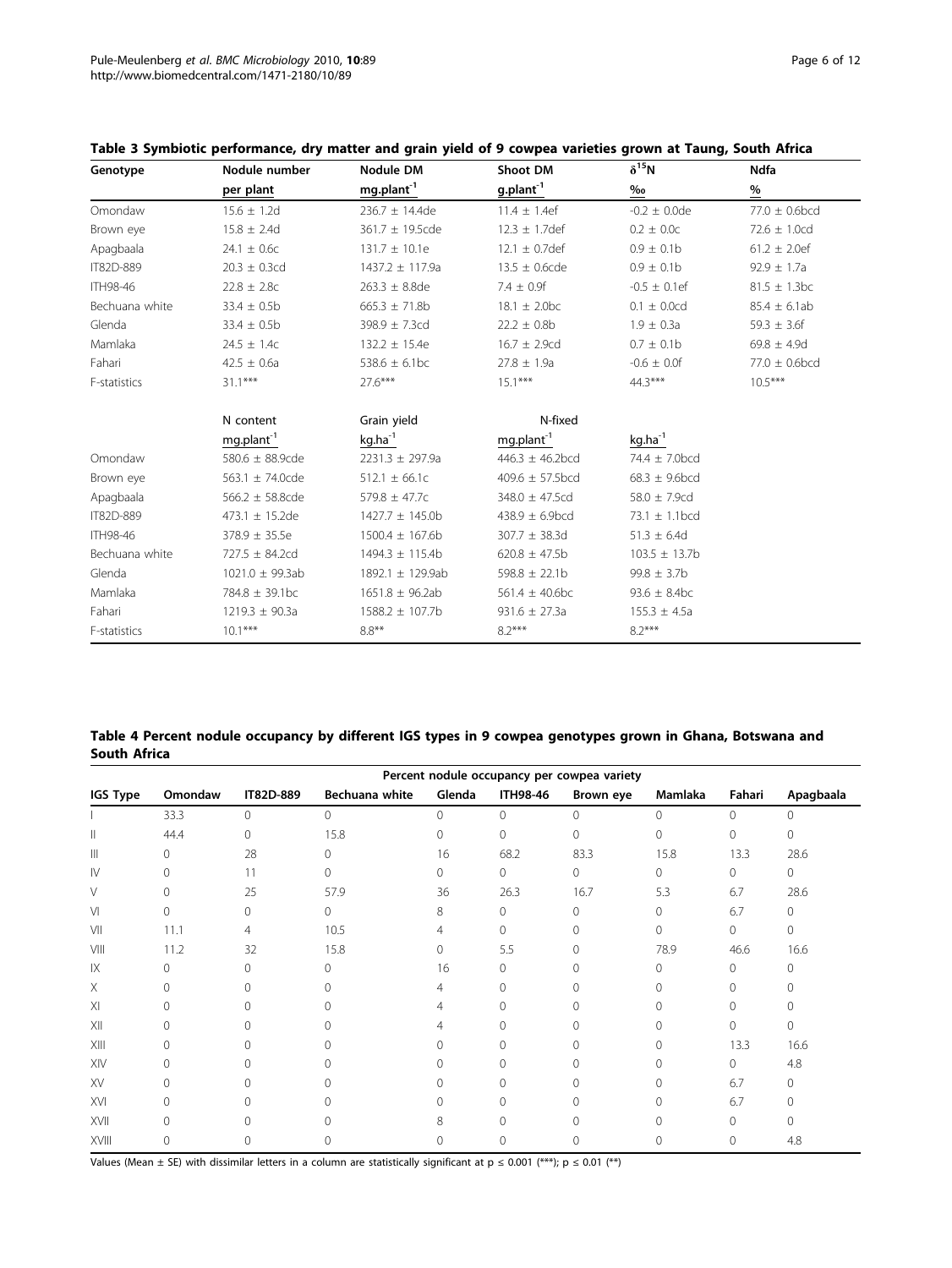**Table 3 Symbiotic performance, dry matter and grain yield of 9 cowpea varieties grown at Taung, South Africa**

| Genotype | Nodule number per plant | Nodule DM $mg.plant^{-1}$ | Shoot DM $g.plant^{-1}$ | $\delta^{15}N$ ‰ | Ndfa % |
|---|---|---|---|---|---|
| Omondaw | 15.6 ± 1.2d | 236.7 ± 14.4de | 11.4 ± 1.4ef | -0.2 ± 0.0de | 77.0 ± 0.6bcd |
| Brown eye | 15.8 ± 2.4d | 361.7 ± 19.5cde | 12.3 ± 1.7def | 0.2 ± 0.0c | 72.6 ± 1.0cd |
| Apagbaala | 24.1 ± 0.6c | 131.7 ± 10.1e | 12.1 ± 0.7def | 0.9 ± 0.1b | 61.2 ± 2.0ef |
| IT82D-889 | 20.3 ± 0.3cd | 1437.2 ± 117.9a | 13.5 ± 0.6cde | 0.9 ± 0.1b | 92.9 ± 1.7a |
| ITH98-46 | 22.8 ± 2.8c | 263.3 ± 8.8de | 7.4 ± 0.9f | -0.5 ± 0.1ef | 81.5 ± 1.3bc |
| Bechuana white | 33.4 ± 0.5b | 665.3 ± 71.8b | 18.1 ± 2.0bc | 0.1 ± 0.0cd | 85.4 ± 6.1ab |
| Glenda | 33.4 ± 0.5b | 398.9 ± 7.3cd | 22.2 ± 0.8b | 1.9 ± 0.3a | 59.3 ± 3.6f |
| Mamlaka | 24.5 ± 1.4c | 132.2 ± 15.4e | 16.7 ± 2.9cd | 0.7 ± 0.1b | 69.8 ± 4.9d |
| Fahari | 42.5 ± 0.6a | 538.6 ± 6.1bc | 27.8 ± 1.9a | -0.6 ± 0.0f | 77.0 ± 0.6bcd |
| F-statistics | 31.1*** | 27.6*** | 15.1*** | 44.3*** | 10.5*** |
| | **N content $mg.plant^{-1}$** | **Grain yield $kg.ha^{-1}$** | **N-fixed $mg.plant^{-1}$** | **$kg.ha^{-1}$** | |
| Omondaw | 580.6 ± 88.9cde | 2231.3 ± 297.9a | 446.3 ± 46.2bcd | 74.4 ± 7.0bcd | |
| Brown eye | 563.1 ± 74.0cde | 512.1 ± 66.1c | 409.6 ± 57.5bcd | 68.3 ± 9.6bcd | |
| Apagbaala | 566.2 ± 58.8cde | 579.8 ± 47.7c | 348.0 ± 47.5cd | 58.0 ± 7.9cd | |
| IT82D-889 | 473.1 ± 15.2de | 1427.7 ± 145.0b | 438.9 ± 6.9bcd | 73.1 ± 1.1bcd | |
| ITH98-46 | 378.9 ± 35.5e | 1500.4 ± 167.6b | 307.7 ± 38.3d | 51.3 ± 6.4d | |
| Bechuana white | 727.5 ± 84.2cd | 1494.3 ± 115.4b | 620.8 ± 47.5b | 103.5 ± 13.7b | |
| Glenda | 1021.0 ± 99.3ab | 1892.1 ± 129.9ab | 598.8 ± 22.1b | 99.8 ± 3.7b | |
| Mamlaka | 784.8 ± 39.1bc | 1651.8 ± 96.2ab | 561.4 ± 40.6bc | 93.6 ± 8.4bc | |
| Fahari | 1219.3 ± 90.3a | 1588.2 ± 107.7b | 931.6 ± 27.3a | 155.3 ± 4.5a | |
| F-statistics | 10.1*** | 8.8** | 8.2*** | 8.2*** | |

**Table 4 Percent nodule occupancy by different IGS types in 9 cowpea genotypes grown in Ghana, Botswana and South Africa**

| | Percent nodule occupancy per cowpea variety | | | | | | | | |
|---|---|---|---|---|---|---|---|---|---|
| IGS Type | Omondaw | IT82D-889 | Bechuana white | Glenda | ITH98-46 | Brown eye | Mamlaka | Fahari | Apagbaala |
| I | 33.3 | 0 | 0 | 0 | 0 | 0 | 0 | 0 | 0 |
| II | 44.4 | 0 | 15.8 | 0 | 0 | 0 | 0 | 0 | 0 |
| III | 0 | 28 | 0 | 16 | 68.2 | 83.3 | 15.8 | 13.3 | 28.6 |
| IV | 0 | 11 | 0 | 0 | 0 | 0 | 0 | 0 | 0 |
| V | 0 | 25 | 57.9 | 36 | 26.3 | 16.7 | 5.3 | 6.7 | 28.6 |
| VI | 0 | 0 | 0 | 8 | 0 | 0 | 0 | 6.7 | 0 |
| VII | 11.1 | 4 | 10.5 | 4 | 0 | 0 | 0 | 0 | 0 |
| VIII | 11.2 | 32 | 15.8 | 0 | 5.5 | 0 | 78.9 | 46.6 | 16.6 |
| IX | 0 | 0 | 0 | 16 | 0 | 0 | 0 | 0 | 0 |
| X | 0 | 0 | 0 | 4 | 0 | 0 | 0 | 0 | 0 |
| XI | 0 | 0 | 0 | 4 | 0 | 0 | 0 | 0 | 0 |
| XII | 0 | 0 | 0 | 4 | 0 | 0 | 0 | 0 | 0 |
| XIII | 0 | 0 | 0 | 0 | 0 | 0 | 0 | 13.3 | 16.6 |
| XIV | 0 | 0 | 0 | 0 | 0 | 0 | 0 | 0 | 4.8 |
| XV | 0 | 0 | 0 | 0 | 0 | 0 | 0 | 6.7 | 0 |
| XVI | 0 | 0 | 0 | 0 | 0 | 0 | 0 | 6.7 | 0 |
| XVII | 0 | 0 | 0 | 8 | 0 | 0 | 0 | 0 | 0 |
| XVIII | 0 | 0 | 0 | 0 | 0 | 0 | 0 | 0 | 4.8 |

Values (Mean ± SE) with dissimilar letters in a column are statistically significant at $p \leq 0.001$ (***); $p \leq 0.01$ (**)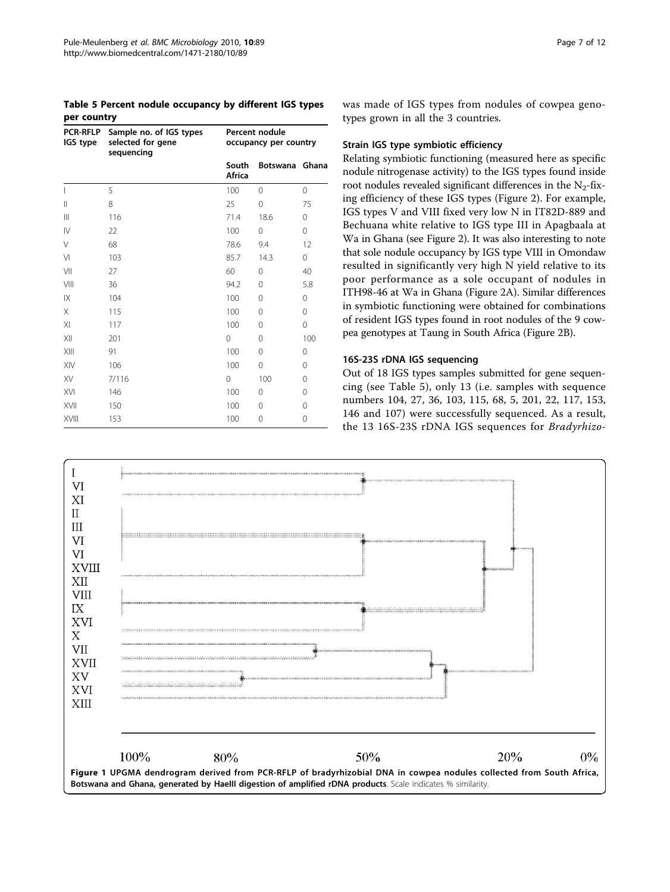**Table 5 Percent nodule occupancy by different IGS types per country**

| PCR-RFLP IGS type | Sample no. of IGS types selected for gene sequencing | Percent nodule occupancy per country | | |
|---|---|---|---|---|
| | | South Africa | Botswana | Ghana |
| I | 5 | 100 | 0 | 0 |
| II | 8 | 25 | 0 | 75 |
| III | 116 | 71.4 | 18.6 | 0 |
| IV | 22 | 100 | 0 | 0 |
| V | 68 | 78.6 | 9.4 | 12 |
| VI | 103 | 85.7 | 14.3 | 0 |
| VII | 27 | 60 | 0 | 40 |
| VIII | 36 | 94.2 | 0 | 5.8 |
| IX | 104 | 100 | 0 | 0 |
| X | 115 | 100 | 0 | 0 |
| XI | 117 | 100 | 0 | 0 |
| XII | 201 | 0 | 0 | 100 |
| XIII | 91 | 100 | 0 | 0 |
| XIV | 106 | 100 | 0 | 0 |
| XV | 7/116 | 0 | 100 | 0 |
| XVI | 146 | 100 | 0 | 0 |
| XVII | 150 | 100 | 0 | 0 |
| XVIII | 153 | 100 | 0 | 0 |

was made of IGS types from nodules of cowpea genotypes grown in all the 3 countries.

### Strain IGS type symbiotic efficiency

Relating symbiotic functioning (measured here as specific nodule nitrogenase activity) to the IGS types found inside root nodules revealed significant differences in the $N_2$-fixing efficiency of these IGS types (Figure 2). For example, IGS types V and VIII fixed very low N in IT82D-889 and Bechuana white relative to IGS type III in Apagbaala at Wa in Ghana (see Figure 2). It was also interesting to note that sole nodule occupancy by IGS type VIII in Omondaw resulted in significantly very high N yield relative to its poor performance as a sole occupant of nodules in ITH98-46 at Wa in Ghana (Figure 2A). Similar differences in symbiotic functioning were obtained for combinations of resident IGS types found in root nodules of the 9 cowpea genotypes at Taung in South Africa (Figure 2B).

### 16S-23S rDNA IGS sequencing

Out of 18 IGS types samples submitted for gene sequencing (see Table 5), only 13 (i.e. samples with sequence numbers 104, 27, 36, 103, 115, 68, 5, 201, 22, 117, 153, 146 and 107) were successfully sequenced. As a result, the 13 16S-23S rDNA IGS sequences for *Bradyrhizo-*

**Figure 1 UPGMA dendrogram derived from PCR-RFLP of bradyrhizobial DNA in cowpea nodules collected from South Africa, Botswana and Ghana, generated by HaeIII digestion of amplified rDNA products**. Scale indicates % similarity.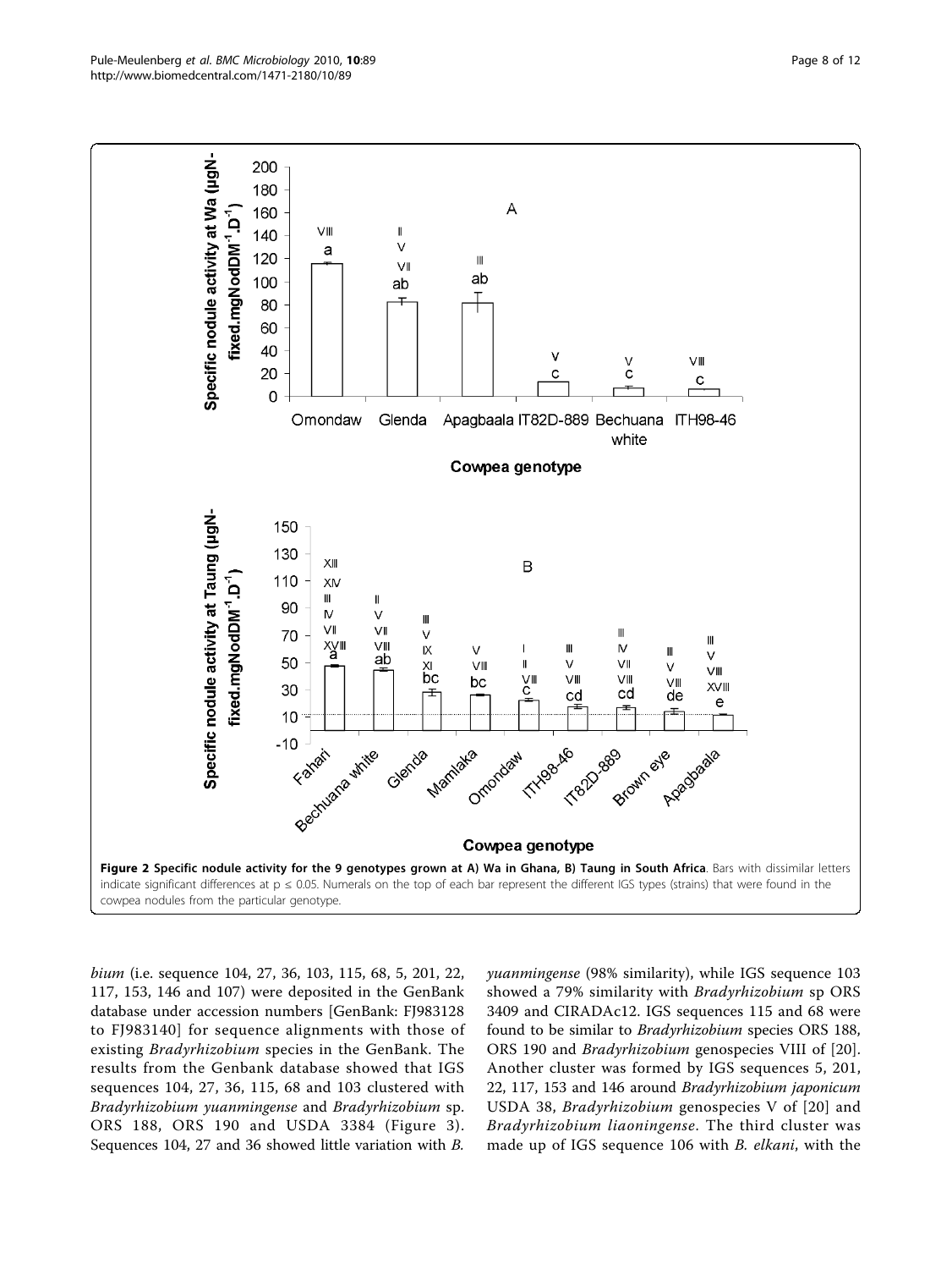**Figure 2 Specific nodule activity for the 9 genotypes grown at A) Wa in Ghana, B) Taung in South Africa**. Bars with dissimilar letters indicate significant differences at p ≤ 0.05. Numerals on the top of each bar represent the different IGS types (strains) that were found in the cowpea nodules from the particular genotype.

*bium* (i.e. sequence 104, 27, 36, 103, 115, 68, 5, 201, 22, 117, 153, 146 and 107) were deposited in the GenBank database under accession numbers [GenBank: FJ983128 to FJ983140] for sequence alignments with those of existing *Bradyrhizobium* species in the GenBank. The results from the Genbank database showed that IGS sequences 104, 27, 36, 115, 68 and 103 clustered with *Bradyrhizobium yuanmingense* and *Bradyrhizobium* sp. ORS 188, ORS 190 and USDA 3384 (Figure 3). Sequences 104, 27 and 36 showed little variation with *B. yuanmingense* (98% similarity), while IGS sequence 103 showed a 79% similarity with *Bradyrhizobium* sp ORS 3409 and CIRADAc12. IGS sequences 115 and 68 were found to be similar to *Bradyrhizobium* species ORS 188, ORS 190 and *Bradyrhizobium* genospecies VIII of [20]. Another cluster was formed by IGS sequences 5, 201, 22, 117, 153 and 146 around *Bradyrhizobium japonicum* USDA 38, *Bradyrhizobium* genospecies V of [20] and *Bradyrhizobium liaoningense*. The third cluster was made up of IGS sequence 106 with *B. elkani*, with the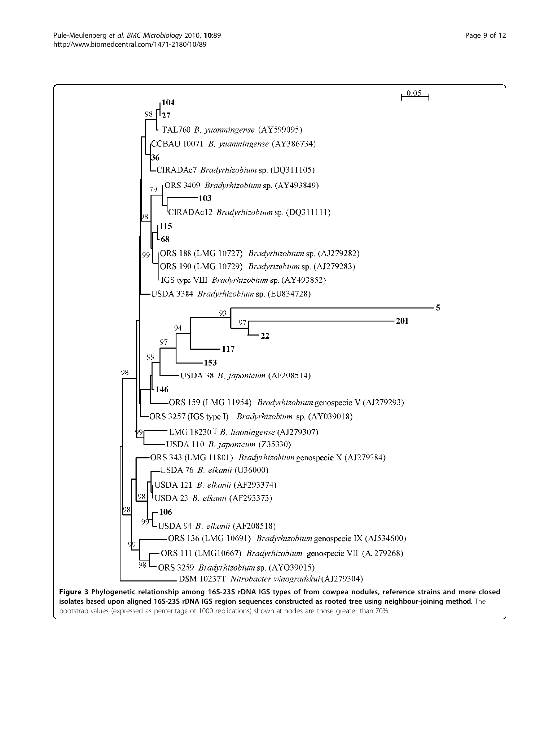**Figure 3 Phylogenetic relationship among 16S-23S rDNA IGS types of from cowpea nodules, reference strains and more closed isolates based upon aligned 16S-23S rDNA IGS region sequences constructed as rooted tree using neighbour-joining method**. The bootstrap values (expressed as percentage of 1000 replications) shown at nodes are those greater than 70%.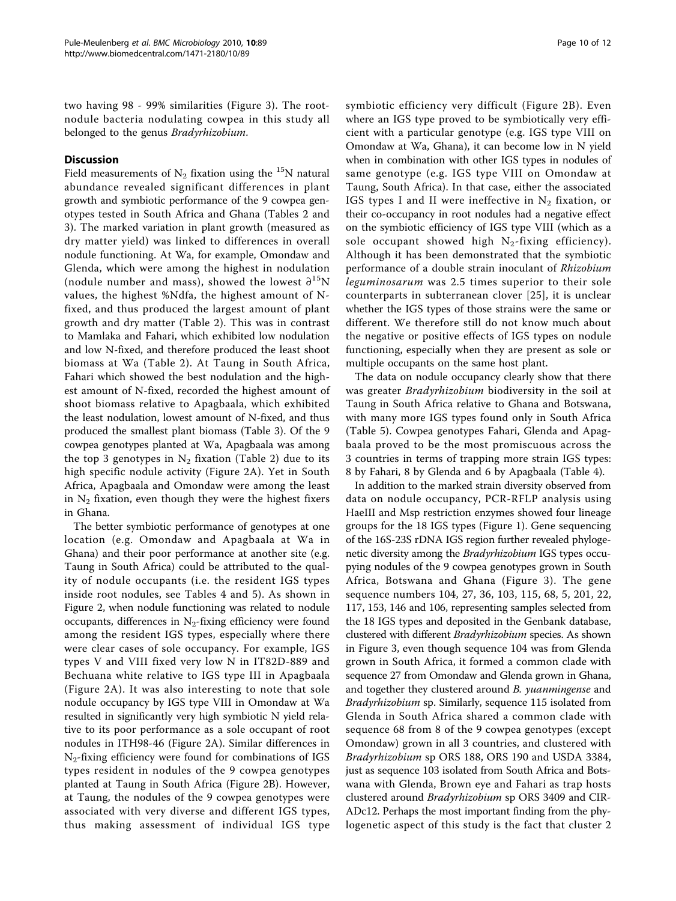two having 98 - 99% similarities (Figure 3). The root-nodule bacteria nodulating cowpea in this study all belonged to the genus *Bradyrhizobium*.

## Discussion

Field measurements of $N_2$ fixation using the $^{15}N$ natural abundance revealed significant differences in plant growth and symbiotic performance of the 9 cowpea genotypes tested in South Africa and Ghana (Tables 2 and 3). The marked variation in plant growth (measured as dry matter yield) was linked to differences in overall nodule functioning. At Wa, for example, Omondaw and Glenda, which were among the highest in nodulation (nodule number and mass), showed the lowest $\partial^{15}N$ values, the highest %Ndfa, the highest amount of N-fixed, and thus produced the largest amount of plant growth and dry matter (Table 2). This was in contrast to Mamlaka and Fahari, which exhibited low nodulation and low N-fixed, and therefore produced the least shoot biomass at Wa (Table 2). At Taung in South Africa, Fahari which showed the best nodulation and the highest amount of N-fixed, recorded the highest amount of shoot biomass relative to Apagbaala, which exhibited the least nodulation, lowest amount of N-fixed, and thus produced the smallest plant biomass (Table 3). Of the 9 cowpea genotypes planted at Wa, Apagbaala was among the top 3 genotypes in $N_2$ fixation (Table 2) due to its high specific nodule activity (Figure 2A). Yet in South Africa, Apagbaala and Omondaw were among the least in $N_2$ fixation, even though they were the highest fixers in Ghana.

The better symbiotic performance of genotypes at one location (e.g. Omondaw and Apagbaala at Wa in Ghana) and their poor performance at another site (e.g. Taung in South Africa) could be attributed to the quality of nodule occupants (i.e. the resident IGS types inside root nodules, see Tables 4 and 5). As shown in Figure 2, when nodule functioning was related to nodule occupants, differences in $N_2$-fixing efficiency were found among the resident IGS types, especially where there were clear cases of sole occupancy. For example, IGS types V and VIII fixed very low N in IT82D-889 and Bechuana white relative to IGS type III in Apagbaala (Figure 2A). It was also interesting to note that sole nodule occupancy by IGS type VIII in Omondaw at Wa resulted in significantly very high symbiotic N yield relative to its poor performance as a sole occupant of root nodules in ITH98-46 (Figure 2A). Similar differences in $N_2$-fixing efficiency were found for combinations of IGS types resident in nodules of the 9 cowpea genotypes planted at Taung in South Africa (Figure 2B). However, at Taung, the nodules of the 9 cowpea genotypes were associated with very diverse and different IGS types, thus making assessment of individual IGS type symbiotic efficiency very difficult (Figure 2B). Even where an IGS type proved to be symbiotically very efficient with a particular genotype (e.g. IGS type VIII on Omondaw at Wa, Ghana), it can become low in N yield when in combination with other IGS types in nodules of same genotype (e.g. IGS type VIII on Omondaw at Taung, South Africa). In that case, either the associated IGS types I and II were ineffective in $N_2$ fixation, or their co-occupancy in root nodules had a negative effect on the symbiotic efficiency of IGS type VIII (which as a sole occupant showed high $N_2$-fixing efficiency). Although it has been demonstrated that the symbiotic performance of a double strain inoculant of *Rhizobium leguminosarum* was 2.5 times superior to their sole counterparts in subterranean clover [25], it is unclear whether the IGS types of those strains were the same or different. We therefore still do not know much about the negative or positive effects of IGS types on nodule functioning, especially when they are present as sole or multiple occupants on the same host plant.

The data on nodule occupancy clearly show that there was greater *Bradyrhizobium* biodiversity in the soil at Taung in South Africa relative to Ghana and Botswana, with many more IGS types found only in South Africa (Table 5). Cowpea genotypes Fahari, Glenda and Apagbaala proved to be the most promiscuous across the 3 countries in terms of trapping more strain IGS types: 8 by Fahari, 8 by Glenda and 6 by Apagbaala (Table 4).

In addition to the marked strain diversity observed from data on nodule occupancy, PCR-RFLP analysis using HaeIII and Msp restriction enzymes showed four lineage groups for the 18 IGS types (Figure 1). Gene sequencing of the 16S-23S rDNA IGS region further revealed phylogenetic diversity among the *Bradyrhizobium* IGS types occupying nodules of the 9 cowpea genotypes grown in South Africa, Botswana and Ghana (Figure 3). The gene sequence numbers 104, 27, 36, 103, 115, 68, 5, 201, 22, 117, 153, 146 and 106, representing samples selected from the 18 IGS types and deposited in the Genbank database, clustered with different *Bradyrhizobium* species. As shown in Figure 3, even though sequence 104 was from Glenda grown in South Africa, it formed a common clade with sequence 27 from Omondaw and Glenda grown in Ghana, and together they clustered around *B. yuanmingense* and *Bradyrhizobium* sp. Similarly, sequence 115 isolated from Glenda in South Africa shared a common clade with sequence 68 from 8 of the 9 cowpea genotypes (except Omondaw) grown in all 3 countries, and clustered with *Bradyrhizobium* sp ORS 188, ORS 190 and USDA 3384, just as sequence 103 isolated from South Africa and Botswana with Glenda, Brown eye and Fahari as trap hosts clustered around *Bradyrhizobium* sp ORS 3409 and CIR-ADc12. Perhaps the most important finding from the phylogenetic aspect of this study is the fact that cluster 2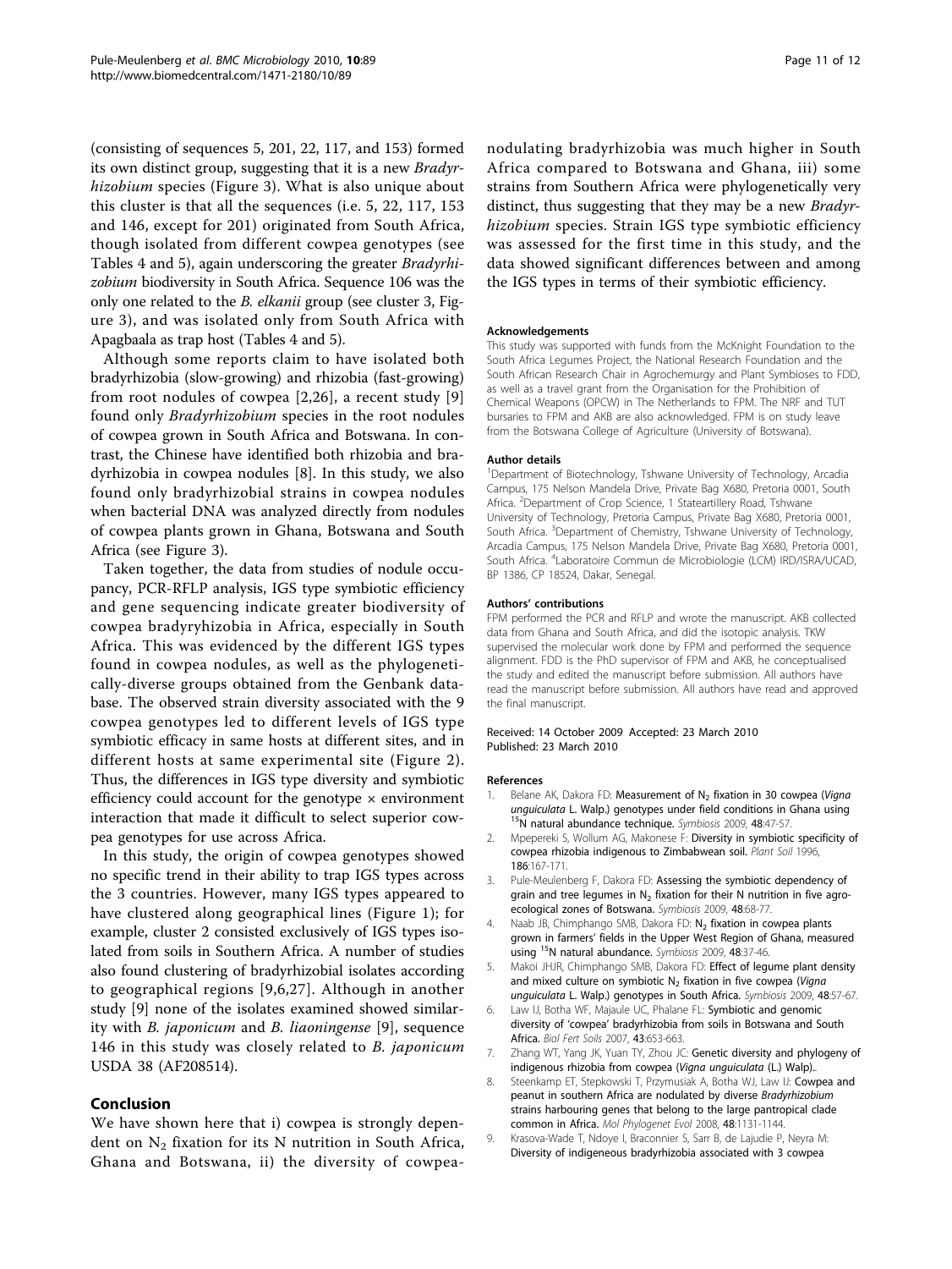(consisting of sequences 5, 201, 22, 117, and 153) formed its own distinct group, suggesting that it is a new *Bradyrhizobium* species (Figure 3). What is also unique about this cluster is that all the sequences (i.e. 5, 22, 117, 153 and 146, except for 201) originated from South Africa, though isolated from different cowpea genotypes (see Tables 4 and 5), again underscoring the greater *Bradyrhizobium* biodiversity in South Africa. Sequence 106 was the only one related to the *B. elkanii* group (see cluster 3, Figure 3), and was isolated only from South Africa with Apagbaala as trap host (Tables 4 and 5).

Although some reports claim to have isolated both bradyrhizobia (slow-growing) and rhizobia (fast-growing) from root nodules of cowpea [2,26], a recent study [9] found only *Bradyrhizobium* species in the root nodules of cowpea grown in South Africa and Botswana. In contrast, the Chinese have identified both rhizobia and bradyrhizobia in cowpea nodules [8]. In this study, we also found only bradyrhizobial strains in cowpea nodules when bacterial DNA was analyzed directly from nodules of cowpea plants grown in Ghana, Botswana and South Africa (see Figure 3).

Taken together, the data from studies of nodule occupancy, PCR-RFLP analysis, IGS type symbiotic efficiency and gene sequencing indicate greater biodiversity of cowpea bradyryhizobia in Africa, especially in South Africa. This was evidenced by the different IGS types found in cowpea nodules, as well as the phylogenetically-diverse groups obtained from the Genbank database. The observed strain diversity associated with the 9 cowpea genotypes led to different levels of IGS type symbiotic efficacy in same hosts at different sites, and in different hosts at same experimental site (Figure 2). Thus, the differences in IGS type diversity and symbiotic efficiency could account for the genotype × environment interaction that made it difficult to select superior cowpea genotypes for use across Africa.

In this study, the origin of cowpea genotypes showed no specific trend in their ability to trap IGS types across the 3 countries. However, many IGS types appeared to have clustered along geographical lines (Figure 1); for example, cluster 2 consisted exclusively of IGS types isolated from soils in Southern Africa. A number of studies also found clustering of bradyrhizobial isolates according to geographical regions [9,6,27]. Although in another study [9] none of the isolates examined showed similarity with *B. japonicum* and *B. liaoningense* [9], sequence 146 in this study was closely related to *B. japonicum* USDA 38 (AF208514).

## Conclusion

We have shown here that i) cowpea is strongly dependent on $N_2$ fixation for its N nutrition in South Africa, Ghana and Botswana, ii) the diversity of cowpea-nodulating bradyrhizobia was much higher in South Africa compared to Botswana and Ghana, iii) some strains from Southern Africa were phylogenetically very distinct, thus suggesting that they may be a new *Bradyrhizobium* species. Strain IGS type symbiotic efficiency was assessed for the first time in this study, and the data showed significant differences between and among the IGS types in terms of their symbiotic efficiency.

#### Acknowledgements

This study was supported with funds from the McKnight Foundation to the South Africa Legumes Project, the National Research Foundation and the South African Research Chair in Agrochemurgy and Plant Symbioses to FDD, as well as a travel grant from the Organisation for the Prohibition of Chemical Weapons (OPCW) in The Netherlands to FPM. The NRF and TUT bursaries to FPM and AKB are also acknowledged. FPM is on study leave from the Botswana College of Agriculture (University of Botswana).

#### Author details

[1]Department of Biotechnology, Tshwane University of Technology, Arcadia Campus, 175 Nelson Mandela Drive, Private Bag X680, Pretoria 0001, South Africa. [2]Department of Crop Science, 1 Stateartillery Road, Tshwane University of Technology, Pretoria Campus, Private Bag X680, Pretoria 0001, South Africa. [3]Department of Chemistry, Tshwane University of Technology, Arcadia Campus, 175 Nelson Mandela Drive, Private Bag X680, Pretoria 0001, South Africa. [4]Laboratoire Commun de Microbiologie (LCM) IRD/ISRA/UCAD, BP 1386, CP 18524, Dakar, Senegal.

#### Authors' contributions

FPM performed the PCR and RFLP and wrote the manuscript. AKB collected data from Ghana and South Africa, and did the isotopic analysis. TKW supervised the molecular work done by FPM and performed the sequence alignment. FDD is the PhD supervisor of FPM and AKB, he conceptualised the study and edited the manuscript before submission. All authors have read the manuscript before submission. All authors have read and approved the final manuscript.

Received: 14 October 2009 Accepted: 23 March 2010
Published: 23 March 2010

#### References

1. Belane AK, Dakora FD: **Measurement of $N_2$ fixation in 30 cowpea (*Vigna unguiculata* L. Walp.) genotypes under field conditions in Ghana using $^{15}$N natural abundance technique.** *Symbiosis* 2009, **48**:47-57.
2. Mpepereki S, Wollum AG, Makonese F: **Diversity in symbiotic specificity of cowpea rhizobia indigenous to Zimbabwean soil.** *Plant Soil* 1996, **186**:167-171.
3. Pule-Meulenberg F, Dakora FD: **Assessing the symbiotic dependency of grain and tree legumes in $N_2$ fixation for their N nutrition in five agro-ecological zones of Botswana.** *Symbiosis* 2009, **48**:68-77.
4. Naab JB, Chimphango SMB, Dakora FD: **$N_2$ fixation in cowpea plants grown in farmers' fields in the Upper West Region of Ghana, measured using $^{15}$N natural abundance.** *Symbiosis* 2009, **48**:37-46.
5. Makoi JHJR, Chimphango SMB, Dakora FD: **Effect of legume plant density and mixed culture on symbiotic $N_2$ fixation in five cowpea (*Vigna unguiculata* L. Walp.) genotypes in South Africa.** *Symbiosis* 2009, **48**:57-67.
6. Law IJ, Botha WF, Majaule UC, Phalane FL: **Symbiotic and genomic diversity of 'cowpea' bradyrhizobia from soils in Botswana and South Africa.** *Biol Fert Soils* 2007, **43**:653-663.
7. Zhang WT, Yang JK, Yuan TY, Zhou JC: **Genetic diversity and phylogeny of indigenous rhizobia from cowpea (*Vigna unguiculata* (L.) Walp).**.
8. Steenkamp ET, Stepkowski T, Przymusiak A, Botha WJ, Law IJ: **Cowpea and peanut in southern Africa are nodulated by diverse *Bradyrhizobium* strains harbouring genes that belong to the large pantropical clade common in Africa.** *Mol Phylogenet Evol* 2008, **48**:1131-1144.
9. Krasova-Wade T, Ndoye I, Braconnier S, Sarr B, de Lajudie P, Neyra M: **Diversity of indigeneous bradyrhizobia associated with 3 cowpea**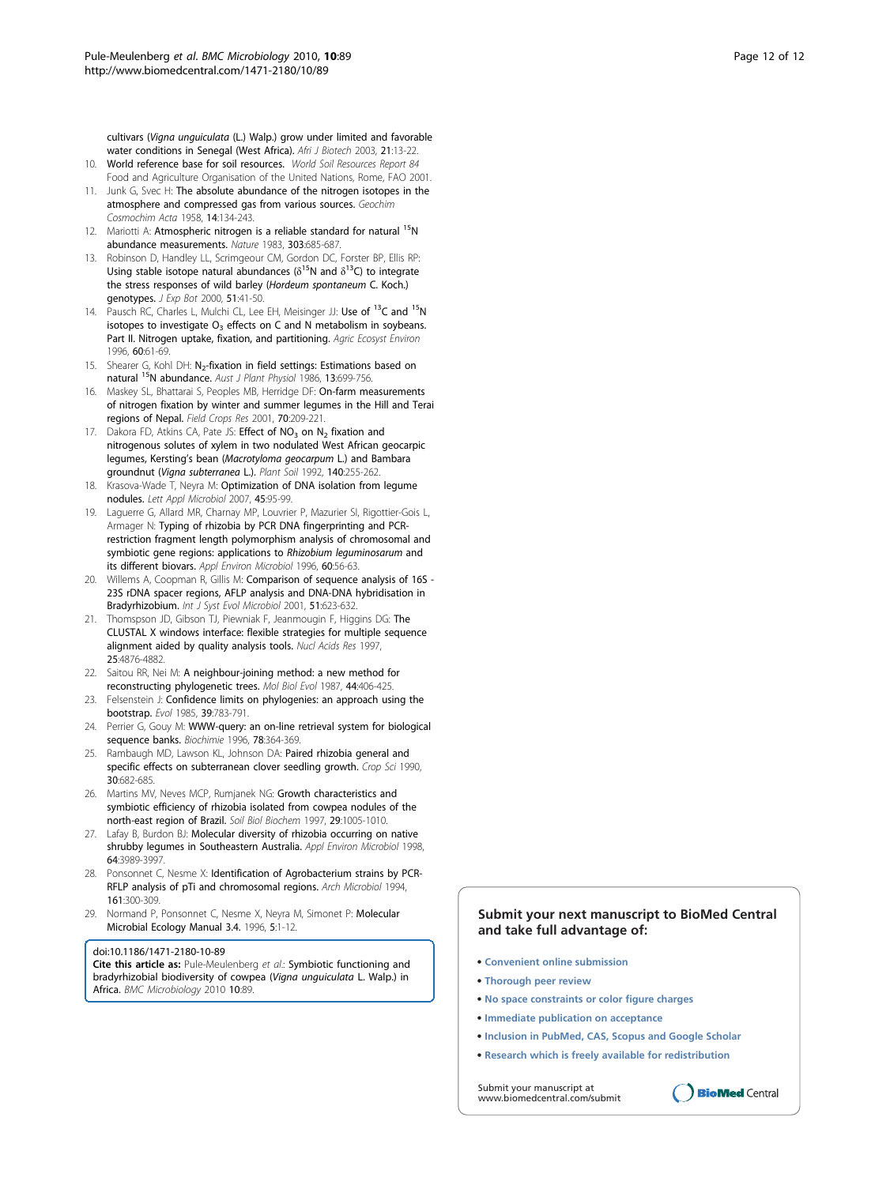cultivars (*Vigna unguiculata* (L.) Walp.) grow under limited and favorable water conditions in Senegal (West Africa). *Afri J Biotech* 2003, **21**:13-22.

10. World reference base for soil resources. *World Soil Resources Report 84* Food and Agriculture Organisation of the United Nations, Rome, FAO 2001.
11. Junk G, Svec H: The absolute abundance of the nitrogen isotopes in the atmosphere and compressed gas from various sources. *Geochim Cosmochim Acta* 1958, **14**:134-243.
12. Mariotti A: Atmospheric nitrogen is a reliable standard for natural $^{15}N$ abundance measurements. *Nature* 1983, **303**:685-687.
13. Robinson D, Handley LL, Scrimgeour CM, Gordon DC, Forster BP, Ellis RP: Using stable isotope natural abundances ($\delta^{15}N$ and $\delta^{13}C$) to integrate the stress responses of wild barley (*Hordeum spontaneum* C. Koch.) genotypes. *J Exp Bot* 2000, **51**:41-50.
14. Pausch RC, Charles L, Mulchi CL, Lee EH, Meisinger JJ: Use of $^{13}C$ and $^{15}N$ isotopes to investigate $O_3$ effects on C and N metabolism in soybeans. Part II. Nitrogen uptake, fixation, and partitioning. *Agric Ecosyst Environ* 1996, **60**:61-69.
15. Shearer G, Kohl DH: $N_2$-fixation in field settings: Estimations based on natural $^{15}N$ abundance. *Aust J Plant Physiol* 1986, **13**:699-756.
16. Maskey SL, Bhattarai S, Peoples MB, Herridge DF: On-farm measurements of nitrogen fixation by winter and summer legumes in the Hill and Terai regions of Nepal. *Field Crops Res* 2001, **70**:209-221.
17. Dakora FD, Atkins CA, Pate JS: Effect of $NO_3$ on $N_2$ fixation and nitrogenous solutes of xylem in two nodulated West African geocarpic legumes, Kersting's bean (*Macrotyloma geocarpum* L.) and Bambara groundnut (*Vigna subterranea* L.). *Plant Soil* 1992, **140**:255-262.
18. Krasova-Wade T, Neyra M: Optimization of DNA isolation from legume nodules. *Lett Appl Microbiol* 2007, **45**:95-99.
19. Laguerre G, Allard MR, Charnay MP, Louvrier P, Mazurier SI, Rigottier-Gois L, Armager N: Typing of rhizobia by PCR DNA fingerprinting and PCR-restriction fragment length polymorphism analysis of chromosomal and symbiotic gene regions: applications to *Rhizobium leguminosarum* and its different biovars. *Appl Environ Microbiol* 1996, **60**:56-63.
20. Willems A, Coopman R, Gillis M: Comparison of sequence analysis of 16S - 23S rDNA spacer regions, AFLP analysis and DNA-DNA hybridisation in Bradyrhizobium. *Int J Syst Evol Microbiol* 2001, **51**:623-632.
21. Thomspson JD, Gibson TJ, Piewniak F, Jeanmougin F, Higgins DG: The CLUSTAL X windows interface: flexible strategies for multiple sequence alignment aided by quality analysis tools. *Nucl Acids Res* 1997, **25**:4876-4882.
22. Saitou RR, Nei M: A neighbour-joining method: a new method for reconstructing phylogenetic trees. *Mol Biol Evol* 1987, **44**:406-425.
23. Felsenstein J: Confidence limits on phylogenies: an approach using the bootstrap. *Evol* 1985, **39**:783-791.
24. Perrier G, Gouy M: WWW-query: an on-line retrieval system for biological sequence banks. *Biochimie* 1996, **78**:364-369.
25. Rambaugh MD, Lawson KL, Johnson DA: Paired rhizobia general and specific effects on subterranean clover seedling growth. *Crop Sci* 1990, **30**:682-685.
26. Martins MV, Neves MCP, Rumjanek NG: Growth characteristics and symbiotic efficiency of rhizobia isolated from cowpea nodules of the north-east region of Brazil. *Soil Biol Biochem* 1997, **29**:1005-1010.
27. Lafay B, Burdon BJ: Molecular diversity of rhizobia occurring on native shrubby legumes in Southeastern Australia. *Appl Environ Microbiol* 1998, **64**:3989-3997.
28. Ponsonnet C, Nesme X: Identification of Agrobacterium strains by PCR-RFLP analysis of pTi and chromosomal regions. *Arch Microbiol* 1994, **161**:300-309.
29. Normand P, Ponsonnet C, Nesme X, Neyra M, Simonet P: Molecular Microbial Ecology Manual 3.4. 1996, **5**:1-12.

doi:10.1186/1471-2180-10-89
**Cite this article as:** Pule-Meulenberg *et al.*: Symbiotic functioning and bradyrhizobial biodiversity of cowpea (*Vigna unguiculata* L. Walp.) in Africa. *BMC Microbiology* 2010 **10**:89.

**Submit your next manuscript to BioMed Central and take full advantage of:**

- Convenient online submission
- Thorough peer review
- No space constraints or color figure charges
- Immediate publication on acceptance
- Inclusion in PubMed, CAS, Scopus and Google Scholar
- Research which is freely available for redistribution

Submit your manuscript at
www.biomedcentral.com/submit

BioMed Central